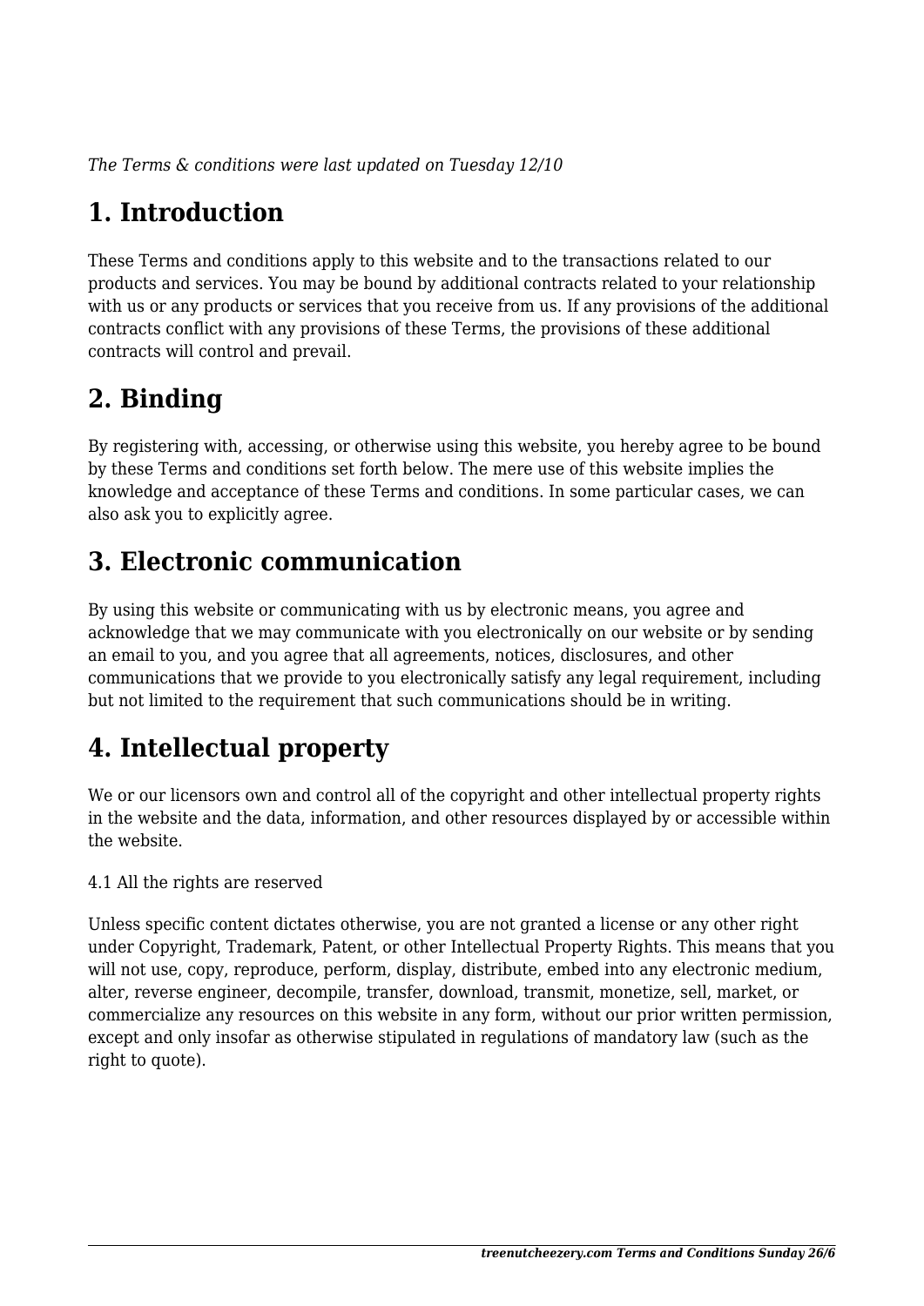*The Terms & conditions were last updated on Tuesday 12/10*

## 1. Introduction

These Terms and conditions apply to this website and to the transactions related to our products and services. You may be bound by additional contracts related to your relationship with us or any products or services that you receive from us. If any provisions of the additional contracts conflict with any provisions of these Terms, the provisions of these additional contracts will control and prevail.

## 2. Binding

By registering with, accessing, or otherwise using this website, you hereby agree to be bound by these Terms and conditions set forth below. The mere use of this website implies the knowledge and acceptance of these Terms and conditions. In some particular cases, we can also ask you to explicitly agree.

## 3. Electronic communication

By using this website or communicating with us by electronic means, you agree and acknowledge that we may communicate with you electronically on our website or by sending an email to you, and you agree that all agreements, notices, disclosures, and other communications that we provide to you electronically satisfy any legal requirement, including but not limited to the requirement that such communications should be in writing.

## 4. Intellectual property

We or our licensors own and control all of the copyright and other intellectual property rights in the website and the data, information, and other resources displayed by or accessible within the website.

4.1 All the rights are reserved

Unless specific content dictates otherwise, you are not granted a license or any other right under Copyright, Trademark, Patent, or other Intellectual Property Rights. This means that you will not use, copy, reproduce, perform, display, distribute, embed into any electronic medium, alter, reverse engineer, decompile, transfer, download, transmit, monetize, sell, market, or commercialize any resources on this website in any form, without our prior written permission, except and only insofar as otherwise stipulated in regulations of mandatory law (such as the right to quote).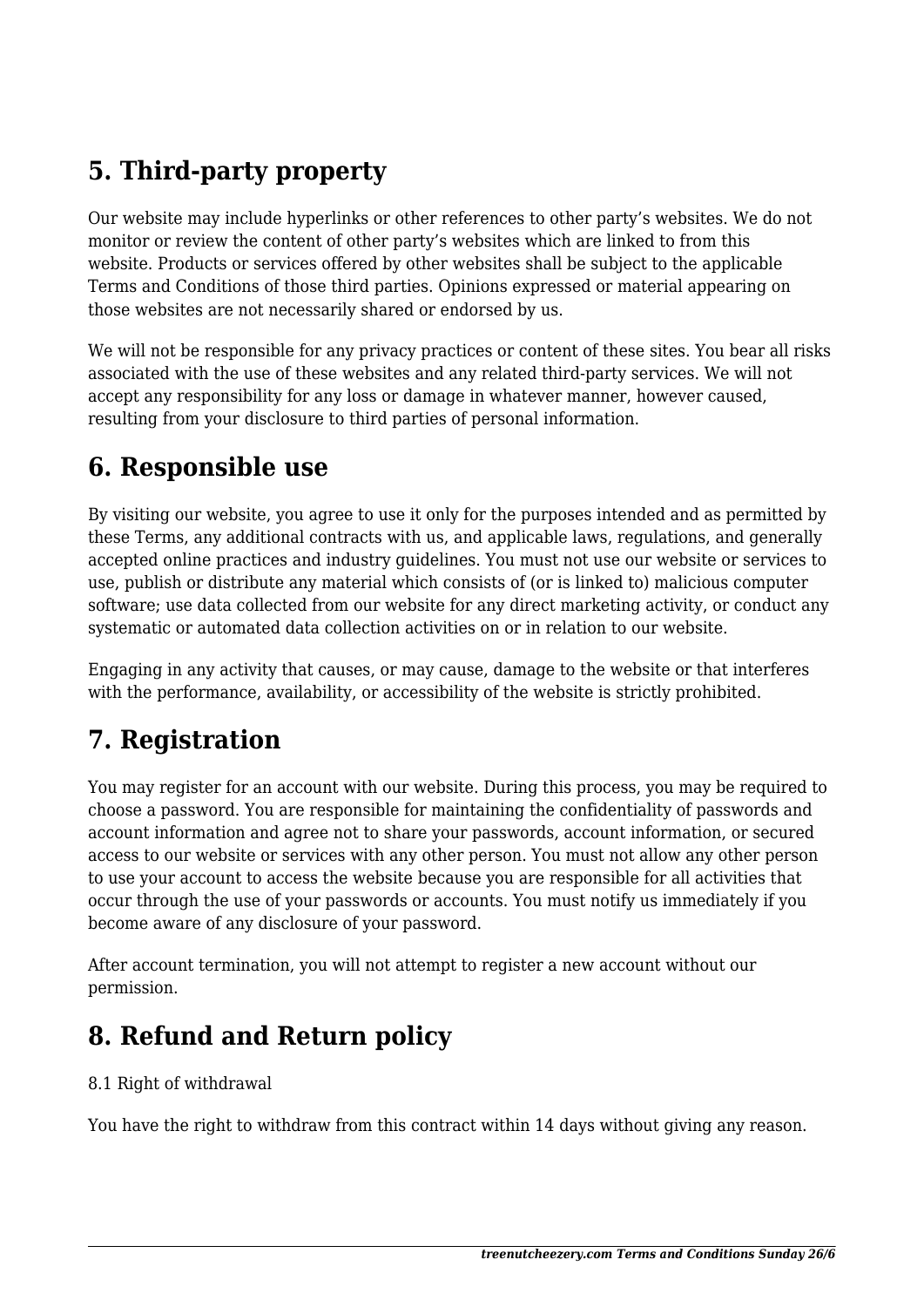## 5. Third-party property

Our website may include hyperlinks or other references to other party's websites. We do not monitor or review the content of other party's websites which are linked to from this website. Products or services offered by other websites shall be subject to the applicable Terms and Conditions of those third parties. Opinions expressed or material appearing on those websites are not necessarily shared or endorsed by us.

We will not be responsible for any privacy practices or content of these sites. You bear all risks associated with the use of these websites and any related third-party services. We will not accept any responsibility for any loss or damage in whatever manner, however caused, resulting from your disclosure to third parties of personal information.

## 6. Responsible use

By visiting our website, you agree to use it only for the purposes intended and as permitted by these Terms, any additional contracts with us, and applicable laws, regulations, and generally accepted online practices and industry guidelines. You must not use our website or services to use, publish or distribute any material which consists of (or is linked to) malicious computer software; use data collected from our website for any direct marketing activity, or conduct any systematic or automated data collection activities on or in relation to our website.

Engaging in any activity that causes, or may cause, damage to the website or that interferes with the performance, availability, or accessibility of the website is strictly prohibited.

## 7. Registration

You may register for an account with our website. During this process, you may be required to choose a password. You are responsible for maintaining the confidentiality of passwords and account information and agree not to share your passwords, account information, or secured access to our website or services with any other person. You must not allow any other person to use your account to access the website because you are responsible for all activities that occur through the use of your passwords or accounts. You must notify us immediately if you become aware of any disclosure of your password.

After account termination, you will not attempt to register a new account without our permission.

## 8. Refund and Return policy

8.1 Right of withdrawal

You have the right to withdraw from this contract within 14 days without giving any reason.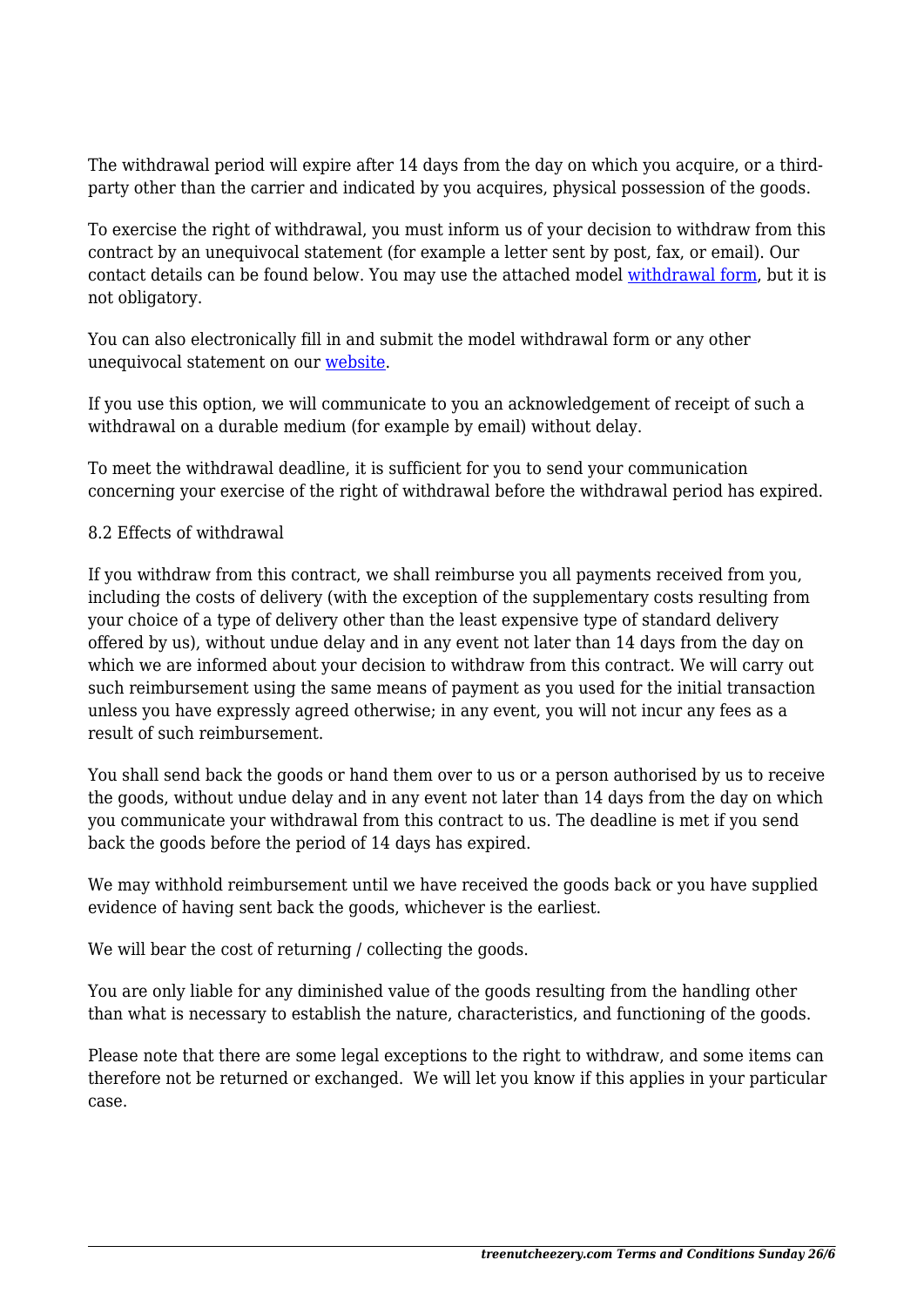The withdrawal period will expire after 14 days from the day on which you acquire, or a third-party other than the carrier and indicated by you acquires, physical possession of the goods.

To exercise the right of withdrawal, you must inform us of your decision to withdraw from this contract by an unequivocal statement (for example a letter sent by post, fax, or email). Our contact details can be found below. You may use the attached model [withdrawal form](), but it is not obligatory.

You can also electronically fill in and submit the model withdrawal form or any other unequivocal statement on our [website]().

If you use this option, we will communicate to you an acknowledgement of receipt of such a withdrawal on a durable medium (for example by email) without delay.

To meet the withdrawal deadline, it is sufficient for you to send your communication concerning your exercise of the right of withdrawal before the withdrawal period has expired.

8.2 Effects of withdrawal

If you withdraw from this contract, we shall reimburse you all payments received from you, including the costs of delivery (with the exception of the supplementary costs resulting from your choice of a type of delivery other than the least expensive type of standard delivery offered by us), without undue delay and in any event not later than 14 days from the day on which we are informed about your decision to withdraw from this contract. We will carry out such reimbursement using the same means of payment as you used for the initial transaction unless you have expressly agreed otherwise; in any event, you will not incur any fees as a result of such reimbursement.

You shall send back the goods or hand them over to us or a person authorised by us to receive the goods, without undue delay and in any event not later than 14 days from the day on which you communicate your withdrawal from this contract to us. The deadline is met if you send back the goods before the period of 14 days has expired.

We may withhold reimbursement until we have received the goods back or you have supplied evidence of having sent back the goods, whichever is the earliest.

We will bear the cost of returning / collecting the goods.

You are only liable for any diminished value of the goods resulting from the handling other than what is necessary to establish the nature, characteristics, and functioning of the goods.

Please note that there are some legal exceptions to the right to withdraw, and some items can therefore not be returned or exchanged. We will let you know if this applies in your particular case.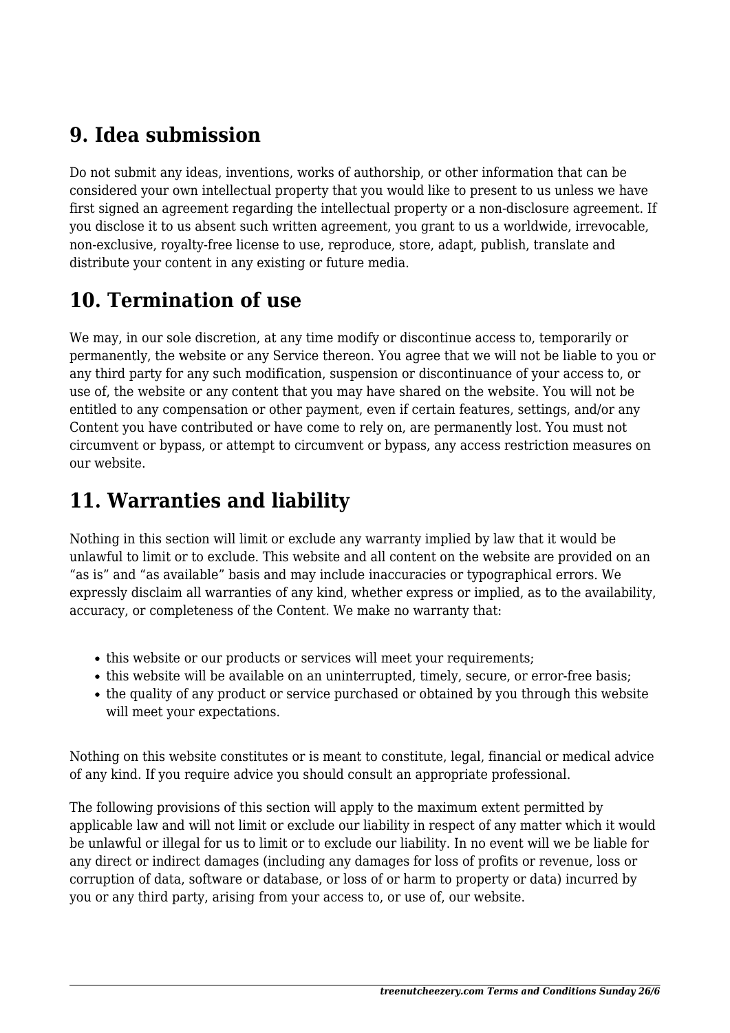## 9. Idea submission

Do not submit any ideas, inventions, works of authorship, or other information that can be considered your own intellectual property that you would like to present to us unless we have first signed an agreement regarding the intellectual property or a non-disclosure agreement. If you disclose it to us absent such written agreement, you grant to us a worldwide, irrevocable, non-exclusive, royalty-free license to use, reproduce, store, adapt, publish, translate and distribute your content in any existing or future media.

## 10. Termination of use

We may, in our sole discretion, at any time modify or discontinue access to, temporarily or permanently, the website or any Service thereon. You agree that we will not be liable to you or any third party for any such modification, suspension or discontinuance of your access to, or use of, the website or any content that you may have shared on the website. You will not be entitled to any compensation or other payment, even if certain features, settings, and/or any Content you have contributed or have come to rely on, are permanently lost. You must not circumvent or bypass, or attempt to circumvent or bypass, any access restriction measures on our website.

## 11. Warranties and liability

Nothing in this section will limit or exclude any warranty implied by law that it would be unlawful to limit or to exclude. This website and all content on the website are provided on an “as is” and “as available” basis and may include inaccuracies or typographical errors. We expressly disclaim all warranties of any kind, whether express or implied, as to the availability, accuracy, or completeness of the Content. We make no warranty that:

- this website or our products or services will meet your requirements;
- this website will be available on an uninterrupted, timely, secure, or error-free basis;
- the quality of any product or service purchased or obtained by you through this website will meet your expectations.

Nothing on this website constitutes or is meant to constitute, legal, financial or medical advice of any kind. If you require advice you should consult an appropriate professional.

The following provisions of this section will apply to the maximum extent permitted by applicable law and will not limit or exclude our liability in respect of any matter which it would be unlawful or illegal for us to limit or to exclude our liability. In no event will we be liable for any direct or indirect damages (including any damages for loss of profits or revenue, loss or corruption of data, software or database, or loss of or harm to property or data) incurred by you or any third party, arising from your access to, or use of, our website.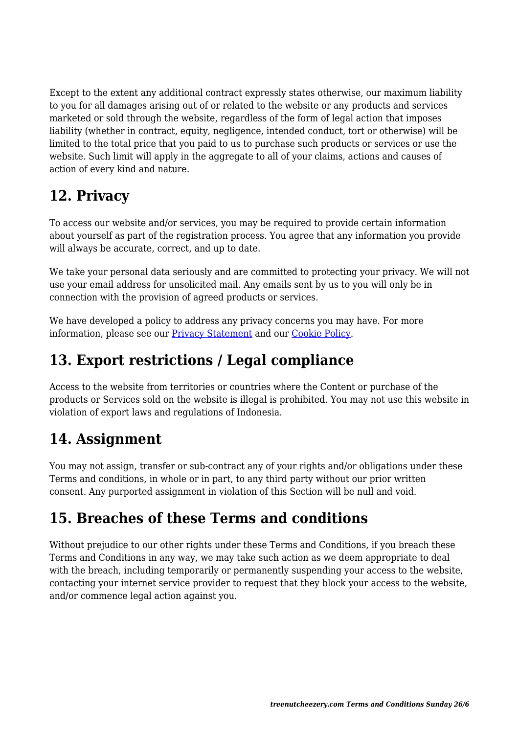Except to the extent any additional contract expressly states otherwise, our maximum liability to you for all damages arising out of or related to the website or any products and services marketed or sold through the website, regardless of the form of legal action that imposes liability (whether in contract, equity, negligence, intended conduct, tort or otherwise) will be limited to the total price that you paid to us to purchase such products or services or use the website. Such limit will apply in the aggregate to all of your claims, actions and causes of action of every kind and nature.

## 12. Privacy

To access our website and/or services, you may be required to provide certain information about yourself as part of the registration process. You agree that any information you provide will always be accurate, correct, and up to date.

We take your personal data seriously and are committed to protecting your privacy. We will not use your email address for unsolicited mail. Any emails sent by us to you will only be in connection with the provision of agreed products or services.

We have developed a policy to address any privacy concerns you may have. For more information, please see our Privacy Statement and our Cookie Policy.

## 13. Export restrictions / Legal compliance

Access to the website from territories or countries where the Content or purchase of the products or Services sold on the website is illegal is prohibited. You may not use this website in violation of export laws and regulations of Indonesia.

## 14. Assignment

You may not assign, transfer or sub-contract any of your rights and/or obligations under these Terms and conditions, in whole or in part, to any third party without our prior written consent. Any purported assignment in violation of this Section will be null and void.

## 15. Breaches of these Terms and conditions

Without prejudice to our other rights under these Terms and Conditions, if you breach these Terms and Conditions in any way, we may take such action as we deem appropriate to deal with the breach, including temporarily or permanently suspending your access to the website, contacting your internet service provider to request that they block your access to the website, and/or commence legal action against you.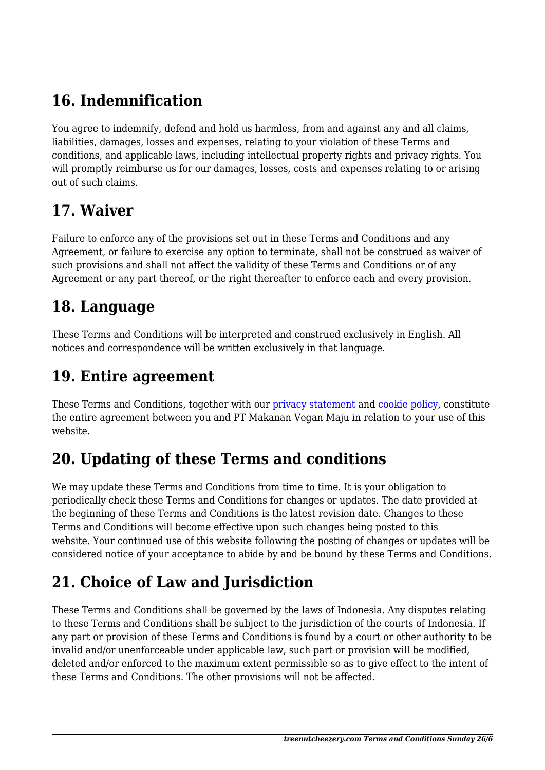## 16. Indemnification

You agree to indemnify, defend and hold us harmless, from and against any and all claims, liabilities, damages, losses and expenses, relating to your violation of these Terms and conditions, and applicable laws, including intellectual property rights and privacy rights. You will promptly reimburse us for our damages, losses, costs and expenses relating to or arising out of such claims.

## 17. Waiver

Failure to enforce any of the provisions set out in these Terms and Conditions and any Agreement, or failure to exercise any option to terminate, shall not be construed as waiver of such provisions and shall not affect the validity of these Terms and Conditions or of any Agreement or any part thereof, or the right thereafter to enforce each and every provision.

## 18. Language

These Terms and Conditions will be interpreted and construed exclusively in English. All notices and correspondence will be written exclusively in that language.

## 19. Entire agreement

These Terms and Conditions, together with our privacy statement and cookie policy, constitute the entire agreement between you and PT Makanan Vegan Maju in relation to your use of this website.

## 20. Updating of these Terms and conditions

We may update these Terms and Conditions from time to time. It is your obligation to periodically check these Terms and Conditions for changes or updates. The date provided at the beginning of these Terms and Conditions is the latest revision date. Changes to these Terms and Conditions will become effective upon such changes being posted to this website. Your continued use of this website following the posting of changes or updates will be considered notice of your acceptance to abide by and be bound by these Terms and Conditions.

## 21. Choice of Law and Jurisdiction

These Terms and Conditions shall be governed by the laws of Indonesia. Any disputes relating to these Terms and Conditions shall be subject to the jurisdiction of the courts of Indonesia. If any part or provision of these Terms and Conditions is found by a court or other authority to be invalid and/or unenforceable under applicable law, such part or provision will be modified, deleted and/or enforced to the maximum extent permissible so as to give effect to the intent of these Terms and Conditions. The other provisions will not be affected.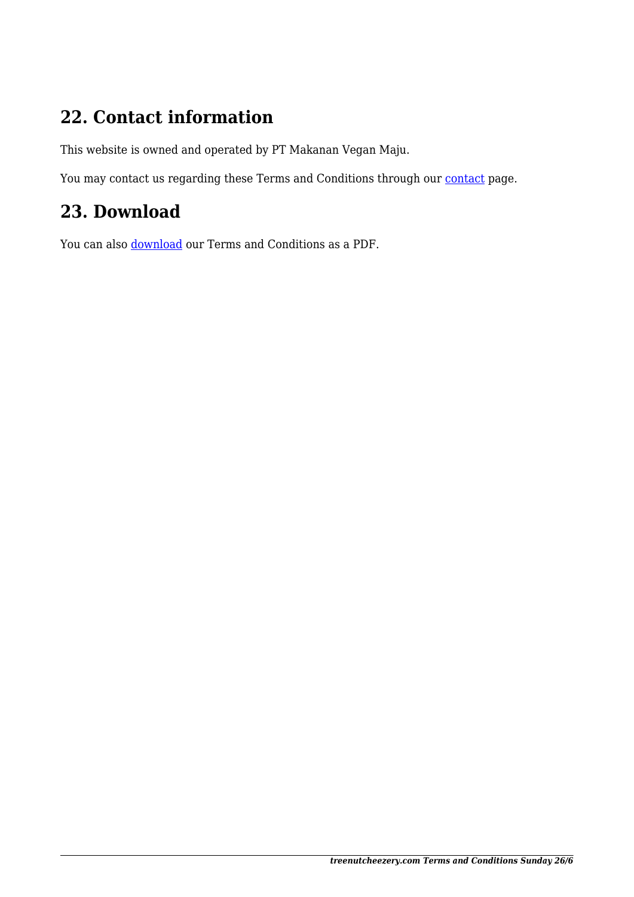## 22. Contact information

This website is owned and operated by PT Makanan Vegan Maju.

You may contact us regarding these Terms and Conditions through our contact page.

## 23. Download

You can also download our Terms and Conditions as a PDF.